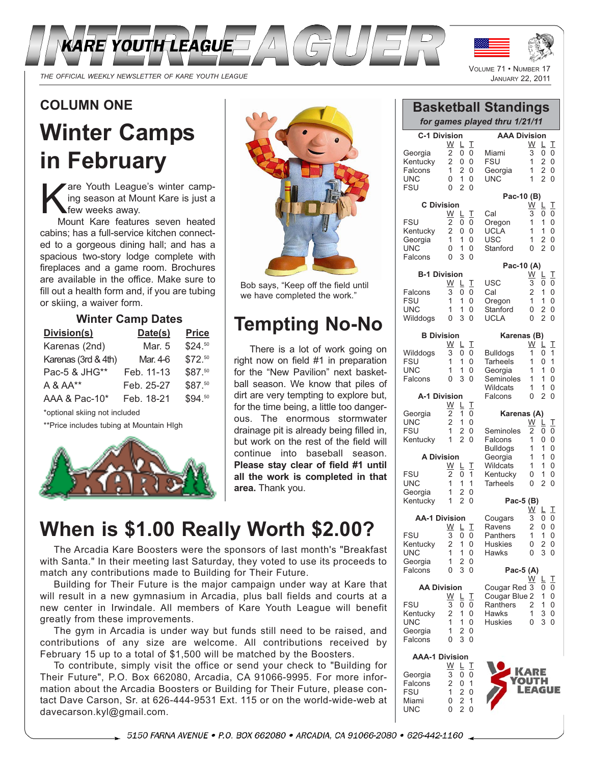# INTERLEAGUER

## KARE YOUTH LEAGUE

*THE OFFICIAL WEEKLY NEWSLETTER OF KARE YOUTH LEAGUE*

VOLUME 71 • NUMBER 17
JANUARY 22, 2011

### COLUMN ONE

## Winter Camps in February

Kare Youth League's winter camping season at Mount Kare is just a few weeks away.

Mount Kare features seven heated cabins; has a full-service kitchen connected to a gorgeous dining hall; and has a spacious two-story lodge complete with fireplaces and a game room. Brochures are available in the office. Make sure to fill out a health form and, if you are tubing or skiing, a waiver form.

### Winter Camp Dates

| Division(s) | Date(s) | Price |
|---|---|---|
| Karenas (2nd) | Mar. 5 | $24.50 |
| Karenas (3rd & 4th) | Mar. 4-6 | $72.50 |
| Pac-5 & JHG** | Feb. 11-13 | $87.50 |
| A & AA** | Feb. 25-27 | $87.50 |
| AAA & Pac-10* | Feb. 18-21 | $94.50 |

*optional skiing not included

**Price includes tubing at Mountain HIgh

Bob says, "Keep off the field until we have completed the work."

## Tempting No-No

There is a lot of work going on right now on field #1 in preparation for the "New Pavilion" next basketball season. We know that piles of dirt are very tempting to explore but, for the time being, a little too dangerous. The enormous stormwater drainage pit is already being filled in, but work on the rest of the field will continue into baseball season. **Please stay clear of field #1 until all the work is completed in that area.** Thank you.

## When is $1.00 Really Worth $2.00?

The Arcadia Kare Boosters were the sponsors of last month's "Breakfast with Santa." In their meeting last Saturday, they voted to use its proceeds to match any contributions made to Building for Their Future.

Building for Their Future is the major campaign under way at Kare that will result in a new gymnasium in Arcadia, plus ball fields and courts at a new center in Irwindale. All members of Kare Youth League will benefit greatly from these improvements.

The gym in Arcadia is under way but funds still need to be raised, and contributions of any size are welcome. All contributions received by February 15 up to a total of $1,500 will be matched by the Boosters.

To contribute, simply visit the office or send your check to "Building for Their Future", P.O. Box 662080, Arcadia, CA 91066-9995. For more information about the Arcadia Boosters or Building for Their Future, please contact Dave Carson, Sr. at 626-444-9531 Ext. 115 or on the world-wide-web at davecarson.kyl@gmail.com.

## Basketball Standings

*for games played thru 1/21/11*

**C-1 Division**

| | W | L | T |
|---|---|---|---|
| Georgia | 2 | 0 | 0 |
| Kentucky | 2 | 0 | 0 |
| Falcons | 1 | 2 | 0 |
| UNC | 0 | 1 | 0 |
| FSU | 0 | 2 | 0 |

**C Division**

| | W | L | T |
|---|---|---|---|
| FSU | 2 | 0 | 0 |
| Kentucky | 2 | 0 | 0 |
| Georgia | 1 | 1 | 0 |
| UNC | 0 | 1 | 0 |
| Falcons | 0 | 3 | 0 |

**B-1 Division**

| | W | L | T |
|---|---|---|---|
| Falcons | 3 | 0 | 0 |
| FSU | 1 | 1 | 0 |
| UNC | 1 | 1 | 0 |
| Wilddogs | 0 | 3 | 0 |

**B Division**

| | W | L | T |
|---|---|---|---|
| Wilddogs | 3 | 0 | 0 |
| FSU | 1 | 1 | 0 |
| UNC | 1 | 1 | 0 |
| Falcons | 0 | 3 | 0 |

**A-1 Division**

| | W | L | T |
|---|---|---|---|
| Georgia | 2 | 1 | 0 |
| UNC | 2 | 1 | 0 |
| FSU | 1 | 2 | 0 |
| Kentucky | 1 | 2 | 0 |

**A Division**

| | W | L | T |
|---|---|---|---|
| FSU | 2 | 0 | 1 |
| UNC | 1 | 1 | 1 |
| Georgia | 1 | 2 | 0 |
| Kentucky | 1 | 2 | 0 |

**AA-1 Division**

| | W | L | T |
|---|---|---|---|
| FSU | 3 | 0 | 0 |
| Kentucky | 2 | 1 | 0 |
| UNC | 1 | 1 | 0 |
| Georgia | 1 | 2 | 0 |
| Falcons | 0 | 3 | 0 |

**AA Division**

| | W | L | T |
|---|---|---|---|
| FSU | 3 | 0 | 0 |
| Kentucky | 2 | 1 | 0 |
| UNC | 1 | 1 | 0 |
| Georgia | 1 | 2 | 0 |
| Falcons | 0 | 3 | 0 |

**AAA-1 Division**

| | W | L | T |
|---|---|---|---|
| Georgia | 3 | 0 | 0 |
| Falcons | 2 | 0 | 1 |
| FSU | 1 | 2 | 0 |
| Miami | 0 | 2 | 1 |
| UNC | 0 | 2 | 0 |

**AAA Division**

| | W | L | T |
|---|---|---|---|
| Miami | 3 | 0 | 0 |
| FSU | 1 | 2 | 0 |
| Georgia | 1 | 2 | 0 |
| UNC | 1 | 2 | 0 |

**Pac-10 (B)**

| | W | L | T |
|---|---|---|---|
| Cal | 3 | 0 | 0 |
| Oregon | 1 | 1 | 0 |
| UCLA | 1 | 1 | 0 |
| USC | 1 | 2 | 0 |
| Stanford | 0 | 2 | 0 |

**Pac-10 (A)**

| | W | L | T |
|---|---|---|---|
| USC | 3 | 0 | 0 |
| Cal | 2 | 1 | 0 |
| Oregon | 1 | 1 | 0 |
| Stanford | 0 | 2 | 0 |
| UCLA | 0 | 2 | 0 |

**Karenas (B)**

| | W | L | T |
|---|---|---|---|
| Bulldogs | 1 | 0 | 1 |
| Tarheels | 1 | 0 | 1 |
| Georgia | 1 | 1 | 0 |
| Seminoles | 1 | 1 | 0 |
| Wildcats | 1 | 1 | 0 |
| Falcons | 0 | 2 | 0 |

**Karenas (A)**

| | W | L | T |
|---|---|---|---|
| Seminoles | 2 | 0 | 0 |
| Falcons | 1 | 0 | 0 |
| Bulldogs | 1 | 1 | 0 |
| Georgia | 1 | 1 | 0 |
| Wildcats | 1 | 1 | 0 |
| Kentucky | 0 | 1 | 0 |
| Tarheels | 0 | 2 | 0 |

**Pac-5 (B)**

| | W | L | T |
|---|---|---|---|
| Cougars | 3 | 0 | 0 |
| Ravens | 2 | 0 | 0 |
| Panthers | 1 | 1 | 0 |
| Huskies | 0 | 2 | 0 |
| Hawks | 0 | 3 | 0 |

**Pac-5 (A)**

| | W | L | T |
|---|---|---|---|
| Cougar Red | 3 | 0 | 0 |
| Cougar Blue | 2 | 1 | 0 |
| Ranthers | 2 | 1 | 0 |
| Hawks | 1 | 3 | 0 |
| Huskies | 0 | 3 | 0 |

KARE YOUTH LEAGUE

5150 FARNA AVENUE • P.O. BOX 662080 • ARCADIA, CA 91066-2080 • 626-442-1160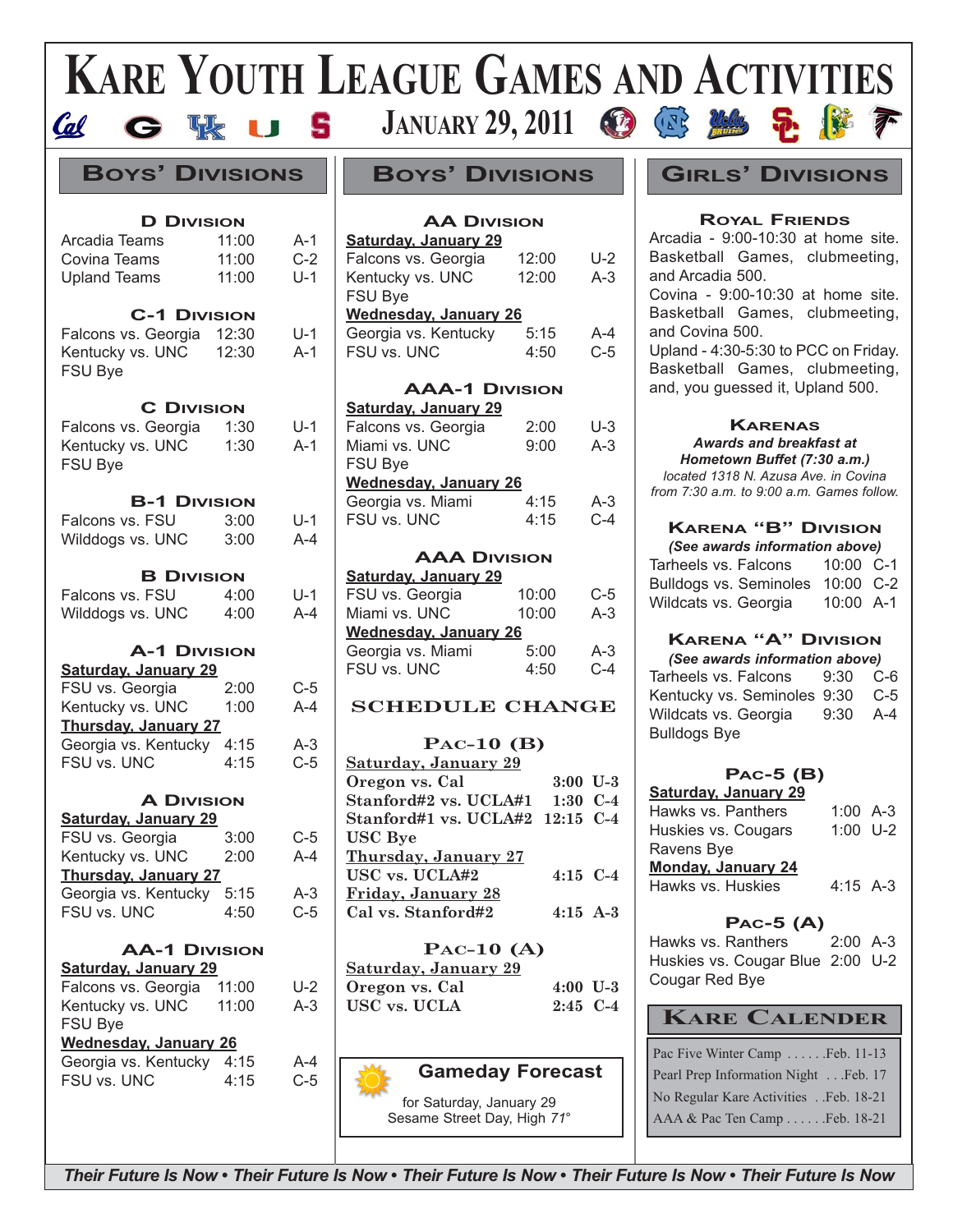# KARE YOUTH LEAGUE GAMES AND ACTIVITIES

## JANUARY 29, 2011

## BOYS' DIVISIONS

### D DIVISION

| | | |
|---|---|---|
| Arcadia Teams | 11:00 | A-1 |
| Covina Teams | 11:00 | C-2 |
| Upland Teams | 11:00 | U-1 |

### C-1 DIVISION

| | | |
|---|---|---|
| Falcons vs. Georgia | 12:30 | U-1 |
| Kentucky vs. UNC | 12:30 | A-1 |
| FSU Bye | | |

### C DIVISION

| | | |
|---|---|---|
| Falcons vs. Georgia | 1:30 | U-1 |
| Kentucky vs. UNC | 1:30 | A-1 |
| FSU Bye | | |

### B-1 DIVISION

| | | |
|---|---|---|
| Falcons vs. FSU | 3:00 | U-1 |
| Wilddogs vs. UNC | 3:00 | A-4 |

### B DIVISION

| | | |
|---|---|---|
| Falcons vs. FSU | 4:00 | U-1 |
| Wilddogs vs. UNC | 4:00 | A-4 |

### A-1 DIVISION

**Saturday, January 29**

| | | |
|---|---|---|
| FSU vs. Georgia | 2:00 | C-5 |
| Kentucky vs. UNC | 1:00 | A-4 |

**Thursday, January 27**

| | | |
|---|---|---|
| Georgia vs. Kentucky | 4:15 | A-3 |
| FSU vs. UNC | 4:15 | C-5 |

### A DIVISION

**Saturday, January 29**

| | | |
|---|---|---|
| FSU vs. Georgia | 3:00 | C-5 |
| Kentucky vs. UNC | 2:00 | A-4 |

**Thursday, January 27**

| | | |
|---|---|---|
| Georgia vs. Kentucky | 5:15 | A-3 |
| FSU vs. UNC | 4:50 | C-5 |

### AA-1 DIVISION

**Saturday, January 29**

| | | |
|---|---|---|
| Falcons vs. Georgia | 11:00 | U-2 |
| Kentucky vs. UNC | 11:00 | A-3 |
| FSU Bye | | |

**Wednesday, January 26**

| | | |
|---|---|---|
| Georgia vs. Kentucky | 4:15 | A-4 |
| FSU vs. UNC | 4:15 | C-5 |

## BOYS' DIVISIONS

### AA DIVISION

**Saturday, January 29**

| | | |
|---|---|---|
| Falcons vs. Georgia | 12:00 | U-2 |
| Kentucky vs. UNC | 12:00 | A-3 |
| FSU Bye | | |

**Wednesday, January 26**

| | | |
|---|---|---|
| Georgia vs. Kentucky | 5:15 | A-4 |
| FSU vs. UNC | 4:50 | C-5 |

### AAA-1 DIVISION

**Saturday, January 29**

| | | |
|---|---|---|
| Falcons vs. Georgia | 2:00 | U-3 |
| Miami vs. UNC | 9:00 | A-3 |
| FSU Bye | | |

**Wednesday, January 26**

| | | |
|---|---|---|
| Georgia vs. Miami | 4:15 | A-3 |
| FSU vs. UNC | 4:15 | C-4 |

### AAA DIVISION

**Saturday, January 29**

| | | |
|---|---|---|
| FSU vs. Georgia | 10:00 | C-5 |
| Miami vs. UNC | 10:00 | A-3 |

**Wednesday, January 26**

| | | |
|---|---|---|
| Georgia vs. Miami | 5:00 | A-3 |
| FSU vs. UNC | 4:50 | C-4 |

### SCHEDULE CHANGE

### PAC-10 (B)

**Saturday, January 29**

| | | |
|---|---|---|
| Oregon vs. Cal | 3:00 | U-3 |
| Stanford#2 vs. UCLA#1 | 1:30 | C-4 |
| Stanford#1 vs. UCLA#2 | 12:15 | C-4 |
| USC Bye | | |

**Thursday, January 27**

| | | |
|---|---|---|
| USC vs. UCLA#2 | 4:15 | C-4 |

**Friday, January 28**

| | | |
|---|---|---|
| Cal vs. Stanford#2 | 4:15 | A-3 |

### PAC-10 (A)

**Saturday, January 29**

| | | |
|---|---|---|
| Oregon vs. Cal | 4:00 | U-3 |
| USC vs. UCLA | 2:45 | C-4 |

**Gameday Forecast**

for Saturday, January 29
Sesame Street Day, High 71°

## GIRLS' DIVISIONS

### ROYAL FRIENDS

Arcadia - 9:00-10:30 at home site. Basketball Games, clubmeeting, and Arcadia 500.

Covina - 9:00-10:30 at home site. Basketball Games, clubmeeting, and Covina 500.

Upland - 4:30-5:30 to PCC on Friday. Basketball Games, clubmeeting, and, you guessed it, Upland 500.

### KARENAS

***Awards and breakfast at Hometown Buffet (7:30 a.m.)***

*located 1318 N. Azusa Ave. in Covina from 7:30 a.m. to 9:00 a.m. Games follow.*

### KARENA "B" DIVISION

*(See awards information above)*

| | | |
|---|---|---|
| Tarheels vs. Falcons | 10:00 | C-1 |
| Bulldogs vs. Seminoles | 10:00 | C-2 |
| Wildcats vs. Georgia | 10:00 | A-1 |

### KARENA "A" DIVISION

*(See awards information above)*

| | | |
|---|---|---|
| Tarheels vs. Falcons | 9:30 | C-6 |
| Kentucky vs. Seminoles | 9:30 | C-5 |
| Wildcats vs. Georgia | 9:30 | A-4 |
| Bulldogs Bye | | |

### PAC-5 (B)

**Saturday, January 29**

| | | |
|---|---|---|
| Hawks vs. Panthers | 1:00 | A-3 |
| Huskies vs. Cougars | 1:00 | U-2 |
| Ravens Bye | | |

**Monday, January 24**

| | | |
|---|---|---|
| Hawks vs. Huskies | 4:15 | A-3 |

### PAC-5 (A)

| | | |
|---|---|---|
| Hawks vs. Ranthers | 2:00 | A-3 |
| Huskies vs. Cougar Blue | 2:00 | U-2 |
| Cougar Red Bye | | |

### KARE CALENDER

| | |
|---|---|
| Pac Five Winter Camp | Feb. 11-13 |
| Pearl Prep Information Night | Feb. 17 |
| No Regular Kare Activities | Feb. 18-21 |
| AAA & Pac Ten Camp | Feb. 18-21 |

*Their Future Is Now • Their Future Is Now • Their Future Is Now • Their Future Is Now • Their Future Is Now*